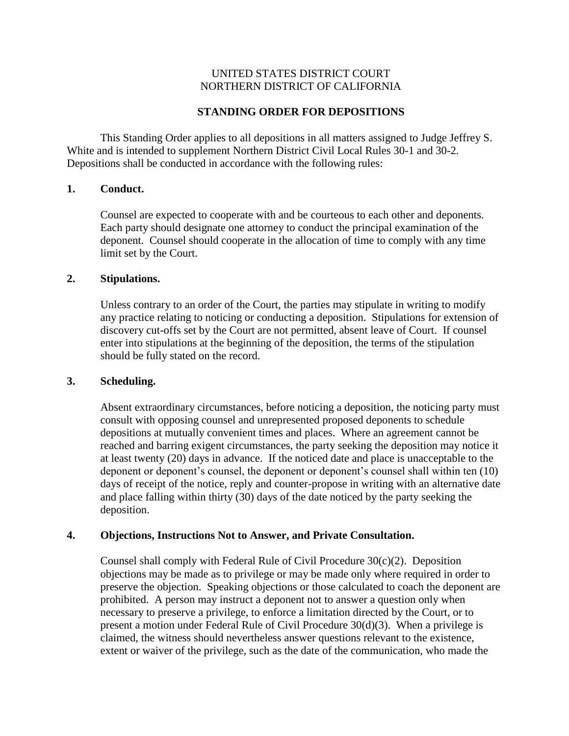UNITED STATES DISTRICT COURT
NORTHERN DISTRICT OF CALIFORNIA

# STANDING ORDER FOR DEPOSITIONS

This Standing Order applies to all depositions in all matters assigned to Judge Jeffrey S. White and is intended to supplement Northern District Civil Local Rules 30-1 and 30-2. Depositions shall be conducted in accordance with the following rules:

## 1. Conduct.

Counsel are expected to cooperate with and be courteous to each other and deponents. Each party should designate one attorney to conduct the principal examination of the deponent. Counsel should cooperate in the allocation of time to comply with any time limit set by the Court.

## 2. Stipulations.

Unless contrary to an order of the Court, the parties may stipulate in writing to modify any practice relating to noticing or conducting a deposition. Stipulations for extension of discovery cut-offs set by the Court are not permitted, absent leave of Court. If counsel enter into stipulations at the beginning of the deposition, the terms of the stipulation should be fully stated on the record.

## 3. Scheduling.

Absent extraordinary circumstances, before noticing a deposition, the noticing party must consult with opposing counsel and unrepresented proposed deponents to schedule depositions at mutually convenient times and places. Where an agreement cannot be reached and barring exigent circumstances, the party seeking the deposition may notice it at least twenty (20) days in advance. If the noticed date and place is unacceptable to the deponent or deponent's counsel, the deponent or deponent's counsel shall within ten (10) days of receipt of the notice, reply and counter-propose in writing with an alternative date and place falling within thirty (30) days of the date noticed by the party seeking the deposition.

## 4. Objections, Instructions Not to Answer, and Private Consultation.

Counsel shall comply with Federal Rule of Civil Procedure 30(c)(2). Deposition objections may be made as to privilege or may be made only where required in order to preserve the objection. Speaking objections or those calculated to coach the deponent are prohibited. A person may instruct a deponent not to answer a question only when necessary to preserve a privilege, to enforce a limitation directed by the Court, or to present a motion under Federal Rule of Civil Procedure 30(d)(3). When a privilege is claimed, the witness should nevertheless answer questions relevant to the existence, extent or waiver of the privilege, such as the date of the communication, who made the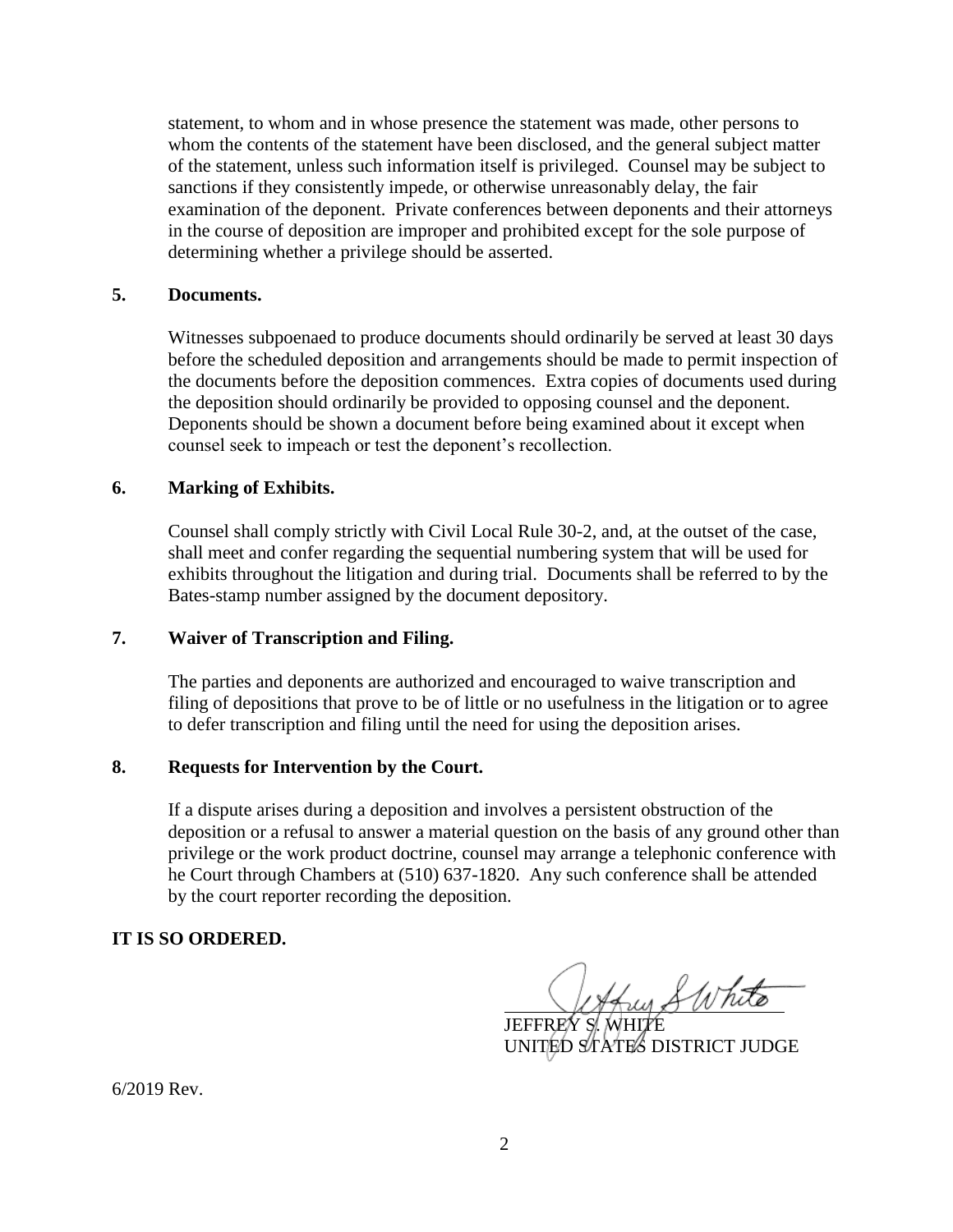statement, to whom and in whose presence the statement was made, other persons to whom the contents of the statement have been disclosed, and the general subject matter of the statement, unless such information itself is privileged. Counsel may be subject to sanctions if they consistently impede, or otherwise unreasonably delay, the fair examination of the deponent. Private conferences between deponents and their attorneys in the course of deposition are improper and prohibited except for the sole purpose of determining whether a privilege should be asserted.

**5. Documents.**

Witnesses subpoenaed to produce documents should ordinarily be served at least 30 days before the scheduled deposition and arrangements should be made to permit inspection of the documents before the deposition commences. Extra copies of documents used during the deposition should ordinarily be provided to opposing counsel and the deponent. Deponents should be shown a document before being examined about it except when counsel seek to impeach or test the deponent's recollection.

**6. Marking of Exhibits.**

Counsel shall comply strictly with Civil Local Rule 30-2, and, at the outset of the case, shall meet and confer regarding the sequential numbering system that will be used for exhibits throughout the litigation and during trial. Documents shall be referred to by the Bates-stamp number assigned by the document depository.

**7. Waiver of Transcription and Filing.**

The parties and deponents are authorized and encouraged to waive transcription and filing of depositions that prove to be of little or no usefulness in the litigation or to agree to defer transcription and filing until the need for using the deposition arises.

**8. Requests for Intervention by the Court.**

If a dispute arises during a deposition and involves a persistent obstruction of the deposition or a refusal to answer a material question on the basis of any ground other than privilege or the work product doctrine, counsel may arrange a telephonic conference with he Court through Chambers at (510) 637-1820. Any such conference shall be attended by the court reporter recording the deposition.

**IT IS SO ORDERED.**

JEFFREY S. WHITE
UNITED STATES DISTRICT JUDGE

6/2019 Rev.